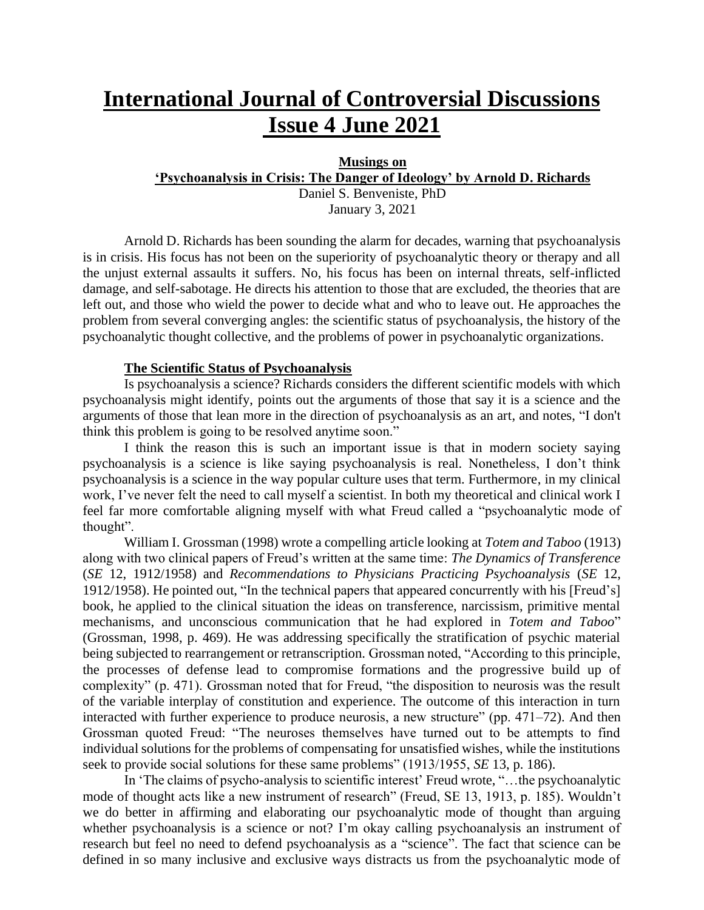# International Journal of Controversial Discussions Issue 4 June 2021

## Musings on 'Psychoanalysis in Crisis: The Danger of Ideology' by Arnold D. Richards

Daniel S. Benveniste, PhD
January 3, 2021

Arnold D. Richards has been sounding the alarm for decades, warning that psychoanalysis is in crisis. His focus has not been on the superiority of psychoanalytic theory or therapy and all the unjust external assaults it suffers. No, his focus has been on internal threats, self-inflicted damage, and self-sabotage. He directs his attention to those that are excluded, the theories that are left out, and those who wield the power to decide what and who to leave out. He approaches the problem from several converging angles: the scientific status of psychoanalysis, the history of the psychoanalytic thought collective, and the problems of power in psychoanalytic organizations.

### The Scientific Status of Psychoanalysis

Is psychoanalysis a science? Richards considers the different scientific models with which psychoanalysis might identify, points out the arguments of those that say it is a science and the arguments of those that lean more in the direction of psychoanalysis as an art, and notes, "I don't think this problem is going to be resolved anytime soon."

I think the reason this is such an important issue is that in modern society saying psychoanalysis is a science is like saying psychoanalysis is real. Nonetheless, I don't think psychoanalysis is a science in the way popular culture uses that term. Furthermore, in my clinical work, I've never felt the need to call myself a scientist. In both my theoretical and clinical work I feel far more comfortable aligning myself with what Freud called a "psychoanalytic mode of thought".

William I. Grossman (1998) wrote a compelling article looking at *Totem and Taboo* (1913) along with two clinical papers of Freud's written at the same time: *The Dynamics of Transference* (*SE* 12, 1912/1958) and *Recommendations to Physicians Practicing Psychoanalysis* (*SE* 12, 1912/1958). He pointed out, "In the technical papers that appeared concurrently with his [Freud's] book, he applied to the clinical situation the ideas on transference, narcissism, primitive mental mechanisms, and unconscious communication that he had explored in *Totem and Taboo*" (Grossman, 1998, p. 469). He was addressing specifically the stratification of psychic material being subjected to rearrangement or retranscription. Grossman noted, "According to this principle, the processes of defense lead to compromise formations and the progressive build up of complexity" (p. 471). Grossman noted that for Freud, "the disposition to neurosis was the result of the variable interplay of constitution and experience. The outcome of this interaction in turn interacted with further experience to produce neurosis, a new structure" (pp. 471–72). And then Grossman quoted Freud: "The neuroses themselves have turned out to be attempts to find individual solutions for the problems of compensating for unsatisfied wishes, while the institutions seek to provide social solutions for these same problems" (1913/1955, *SE* 13, p. 186).

In 'The claims of psycho-analysis to scientific interest' Freud wrote, "…the psychoanalytic mode of thought acts like a new instrument of research" (Freud, SE 13, 1913, p. 185). Wouldn't we do better in affirming and elaborating our psychoanalytic mode of thought than arguing whether psychoanalysis is a science or not? I'm okay calling psychoanalysis an instrument of research but feel no need to defend psychoanalysis as a "science". The fact that science can be defined in so many inclusive and exclusive ways distracts us from the psychoanalytic mode of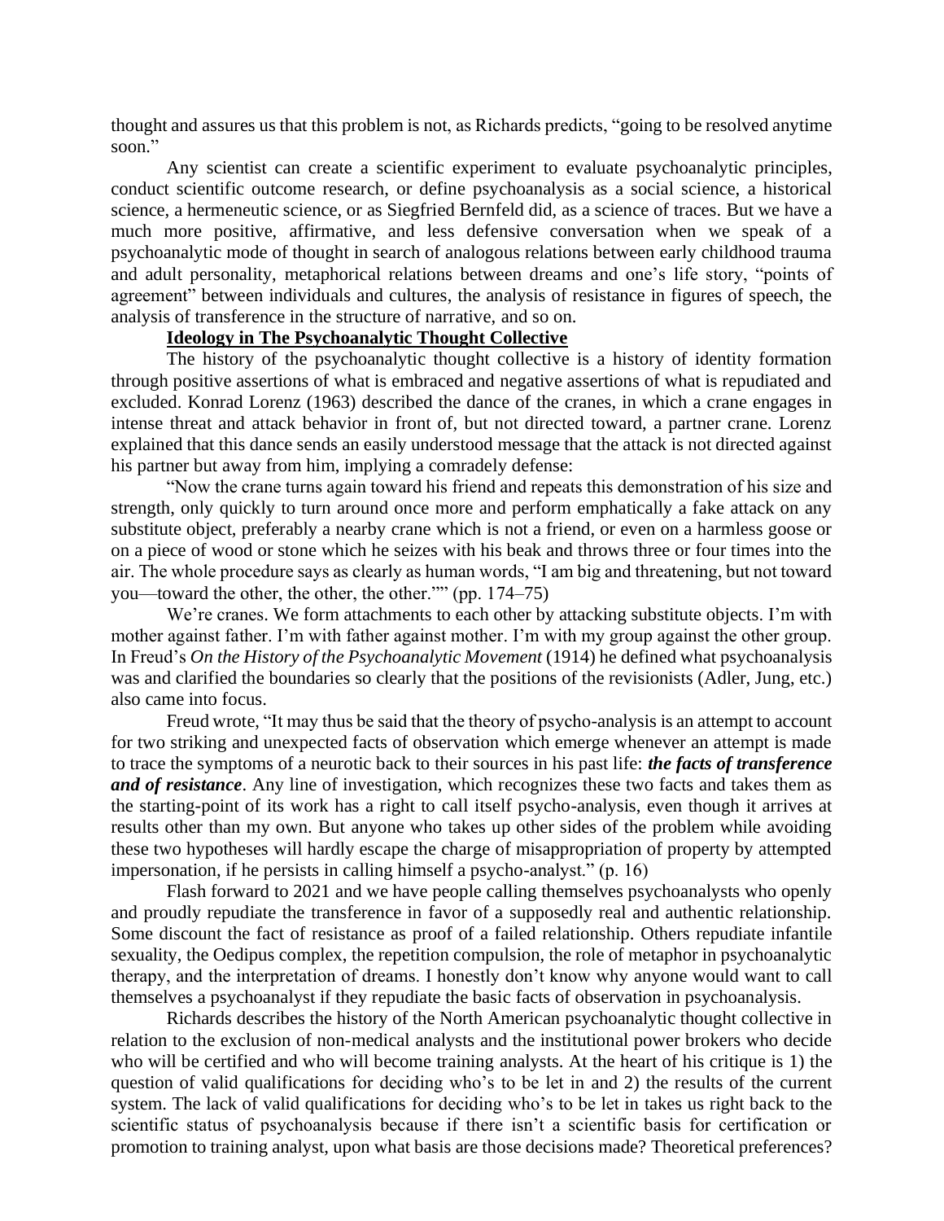thought and assures us that this problem is not, as Richards predicts, "going to be resolved anytime soon."

Any scientist can create a scientific experiment to evaluate psychoanalytic principles, conduct scientific outcome research, or define psychoanalysis as a social science, a historical science, a hermeneutic science, or as Siegfried Bernfeld did, as a science of traces. But we have a much more positive, affirmative, and less defensive conversation when we speak of a psychoanalytic mode of thought in search of analogous relations between early childhood trauma and adult personality, metaphorical relations between dreams and one's life story, "points of agreement" between individuals and cultures, the analysis of resistance in figures of speech, the analysis of transference in the structure of narrative, and so on.

## **Ideology in The Psychoanalytic Thought Collective**

The history of the psychoanalytic thought collective is a history of identity formation through positive assertions of what is embraced and negative assertions of what is repudiated and excluded. Konrad Lorenz (1963) described the dance of the cranes, in which a crane engages in intense threat and attack behavior in front of, but not directed toward, a partner crane. Lorenz explained that this dance sends an easily understood message that the attack is not directed against his partner but away from him, implying a comradely defense:

"Now the crane turns again toward his friend and repeats this demonstration of his size and strength, only quickly to turn around once more and perform emphatically a fake attack on any substitute object, preferably a nearby crane which is not a friend, or even on a harmless goose or on a piece of wood or stone which he seizes with his beak and throws three or four times into the air. The whole procedure says as clearly as human words, "I am big and threatening, but not toward you—toward the other, the other, the other."" (pp. 174–75)

We're cranes. We form attachments to each other by attacking substitute objects. I'm with mother against father. I'm with father against mother. I'm with my group against the other group. In Freud's *On the History of the Psychoanalytic Movement* (1914) he defined what psychoanalysis was and clarified the boundaries so clearly that the positions of the revisionists (Adler, Jung, etc.) also came into focus.

Freud wrote, "It may thus be said that the theory of psycho-analysis is an attempt to account for two striking and unexpected facts of observation which emerge whenever an attempt is made to trace the symptoms of a neurotic back to their sources in his past life: ***the facts of transference and of resistance***. Any line of investigation, which recognizes these two facts and takes them as the starting-point of its work has a right to call itself psycho-analysis, even though it arrives at results other than my own. But anyone who takes up other sides of the problem while avoiding these two hypotheses will hardly escape the charge of misappropriation of property by attempted impersonation, if he persists in calling himself a psycho-analyst." (p. 16)

Flash forward to 2021 and we have people calling themselves psychoanalysts who openly and proudly repudiate the transference in favor of a supposedly real and authentic relationship. Some discount the fact of resistance as proof of a failed relationship. Others repudiate infantile sexuality, the Oedipus complex, the repetition compulsion, the role of metaphor in psychoanalytic therapy, and the interpretation of dreams. I honestly don't know why anyone would want to call themselves a psychoanalyst if they repudiate the basic facts of observation in psychoanalysis.

Richards describes the history of the North American psychoanalytic thought collective in relation to the exclusion of non-medical analysts and the institutional power brokers who decide who will be certified and who will become training analysts. At the heart of his critique is 1) the question of valid qualifications for deciding who's to be let in and 2) the results of the current system. The lack of valid qualifications for deciding who's to be let in takes us right back to the scientific status of psychoanalysis because if there isn't a scientific basis for certification or promotion to training analyst, upon what basis are those decisions made? Theoretical preferences?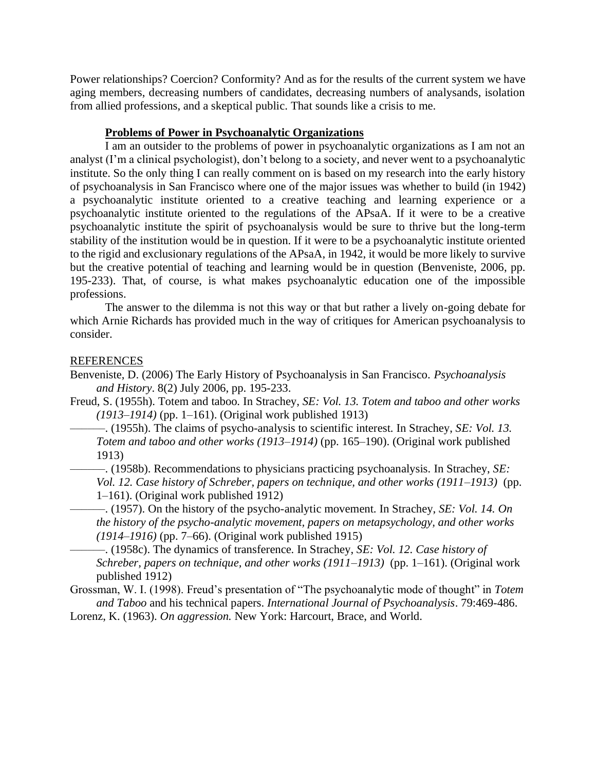Power relationships? Coercion? Conformity? And as for the results of the current system we have aging members, decreasing numbers of candidates, decreasing numbers of analysands, isolation from allied professions, and a skeptical public. That sounds like a crisis to me.

## **Problems of Power in Psychoanalytic Organizations**

I am an outsider to the problems of power in psychoanalytic organizations as I am not an analyst (I'm a clinical psychologist), don't belong to a society, and never went to a psychoanalytic institute. So the only thing I can really comment on is based on my research into the early history of psychoanalysis in San Francisco where one of the major issues was whether to build (in 1942) a psychoanalytic institute oriented to a creative teaching and learning experience or a psychoanalytic institute oriented to the regulations of the APsaA. If it were to be a creative psychoanalytic institute the spirit of psychoanalysis would be sure to thrive but the long-term stability of the institution would be in question. If it were to be a psychoanalytic institute oriented to the rigid and exclusionary regulations of the APsaA, in 1942, it would be more likely to survive but the creative potential of teaching and learning would be in question (Benveniste, 2006, pp. 195-233). That, of course, is what makes psychoanalytic education one of the impossible professions.

The answer to the dilemma is not this way or that but rather a lively on-going debate for which Arnie Richards has provided much in the way of critiques for American psychoanalysis to consider.

## REFERENCES

Benveniste, D. (2006) The Early History of Psychoanalysis in San Francisco. *Psychoanalysis and History*. 8(2) July 2006, pp. 195-233.

Freud, S. (1955h). Totem and taboo. In Strachey, *SE: Vol. 13. Totem and taboo and other works (1913–1914)* (pp. 1–161). (Original work published 1913)

———. (1955h). The claims of psycho-analysis to scientific interest. In Strachey, *SE: Vol. 13. Totem and taboo and other works (1913–1914)* (pp. 165–190). (Original work published 1913)

———. (1958b). Recommendations to physicians practicing psychoanalysis. In Strachey, *SE: Vol. 12. Case history of Schreber, papers on technique, and other works (1911–1913)* (pp. 1–161). (Original work published 1912)

———. (1957). On the history of the psycho-analytic movement. In Strachey, *SE: Vol. 14. On the history of the psycho-analytic movement, papers on metapsychology, and other works (1914–1916)* (pp. 7–66). (Original work published 1915)

———. (1958c). The dynamics of transference. In Strachey, *SE: Vol. 12. Case history of Schreber, papers on technique, and other works (1911–1913)* (pp. 1–161). (Original work published 1912)

Grossman, W. I. (1998). Freud's presentation of "The psychoanalytic mode of thought" in *Totem and Taboo* and his technical papers. *International Journal of Psychoanalysis*. 79:469-486.

Lorenz, K. (1963). *On aggression.* New York: Harcourt, Brace, and World.